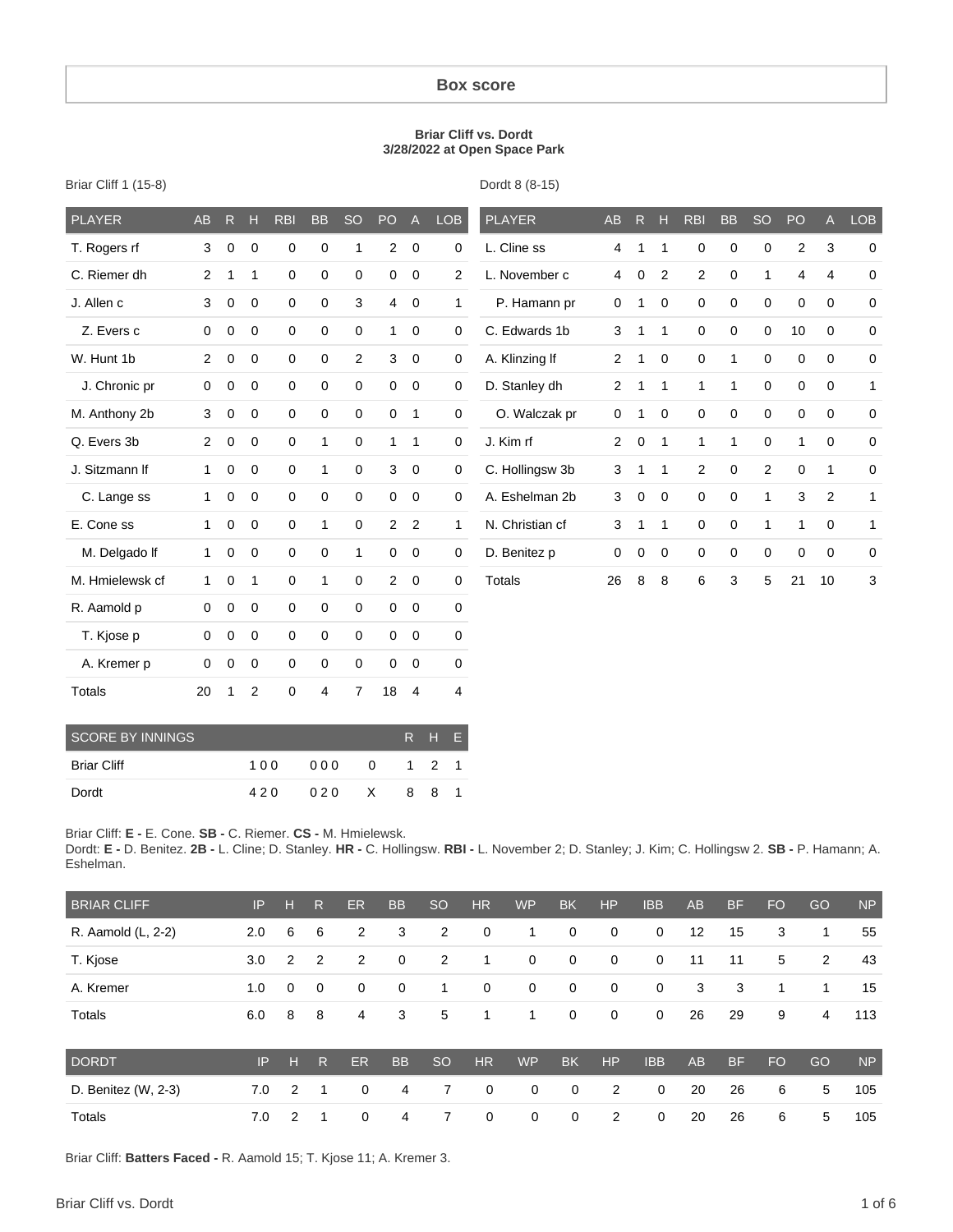## Box score

**Briar Cliff vs. Dordt**
**3/28/2022 at Open Space Park**

Briar Cliff 1 (15-8)

| PLAYER | AB | R | H | RBI | BB | SO | PO | A | LOB |
|---|---|---|---|---|---|---|---|---|---|
| T. Rogers rf | 3 | 0 | 0 | 0 | 0 | 1 | 2 | 0 | 0 |
| C. Riemer dh | 2 | 1 | 1 | 0 | 0 | 0 | 0 | 0 | 2 |
| J. Allen c | 3 | 0 | 0 | 0 | 0 | 3 | 4 | 0 | 1 |
| Z. Evers c | 0 | 0 | 0 | 0 | 0 | 0 | 1 | 0 | 0 |
| W. Hunt 1b | 2 | 0 | 0 | 0 | 0 | 2 | 3 | 0 | 0 |
| J. Chronic pr | 0 | 0 | 0 | 0 | 0 | 0 | 0 | 0 | 0 |
| M. Anthony 2b | 3 | 0 | 0 | 0 | 0 | 0 | 0 | 1 | 0 |
| Q. Evers 3b | 2 | 0 | 0 | 0 | 1 | 0 | 1 | 1 | 0 |
| J. Sitzmann lf | 1 | 0 | 0 | 0 | 1 | 0 | 3 | 0 | 0 |
| C. Lange ss | 1 | 0 | 0 | 0 | 0 | 0 | 0 | 0 | 0 |
| E. Cone ss | 1 | 0 | 0 | 0 | 1 | 0 | 2 | 2 | 1 |
| M. Delgado lf | 1 | 0 | 0 | 0 | 0 | 1 | 0 | 0 | 0 |
| M. Hmielewsk cf | 1 | 0 | 1 | 0 | 1 | 0 | 2 | 0 | 0 |
| R. Aamold p | 0 | 0 | 0 | 0 | 0 | 0 | 0 | 0 | 0 |
| T. Kjose p | 0 | 0 | 0 | 0 | 0 | 0 | 0 | 0 | 0 |
| A. Kremer p | 0 | 0 | 0 | 0 | 0 | 0 | 0 | 0 | 0 |
| Totals | 20 | 1 | 2 | 0 | 4 | 7 | 18 | 4 | 4 |

Dordt 8 (8-15)

| PLAYER | AB | R | H | RBI | BB | SO | PO | A | LOB |
|---|---|---|---|---|---|---|---|---|---|
| L. Cline ss | 4 | 1 | 1 | 0 | 0 | 0 | 2 | 3 | 0 |
| L. November c | 4 | 0 | 2 | 2 | 0 | 1 | 4 | 4 | 0 |
| P. Hamann pr | 0 | 1 | 0 | 0 | 0 | 0 | 0 | 0 | 0 |
| C. Edwards 1b | 3 | 1 | 1 | 0 | 0 | 0 | 10 | 0 | 0 |
| A. Klinzing lf | 2 | 1 | 0 | 0 | 1 | 0 | 0 | 0 | 0 |
| D. Stanley dh | 2 | 1 | 1 | 1 | 1 | 0 | 0 | 0 | 1 |
| O. Walczak pr | 0 | 1 | 0 | 0 | 0 | 0 | 0 | 0 | 0 |
| J. Kim rf | 2 | 0 | 1 | 1 | 1 | 0 | 1 | 0 | 0 |
| C. Hollingsw 3b | 3 | 1 | 1 | 2 | 0 | 2 | 0 | 1 | 0 |
| A. Eshelman 2b | 3 | 0 | 0 | 0 | 0 | 1 | 3 | 2 | 1 |
| N. Christian cf | 3 | 1 | 1 | 0 | 0 | 1 | 1 | 0 | 1 |
| D. Benitez p | 0 | 0 | 0 | 0 | 0 | 0 | 0 | 0 | 0 |
| Totals | 26 | 8 | 8 | 6 | 3 | 5 | 21 | 10 | 3 |

| SCORE BY INNINGS | | | | R | H | E |
|---|---|---|---|---|---|---|
| Briar Cliff | 1 0 0 | 0 0 0 | 0 | 1 | 2 | 1 |
| Dordt | 4 2 0 | 0 2 0 | X | 8 | 8 | 1 |

Briar Cliff: **E -** E. Cone. **SB -** C. Riemer. **CS -** M. Hmielewsk.
Dordt: **E -** D. Benitez. **2B -** L. Cline; D. Stanley. **HR -** C. Hollingsw. **RBI -** L. November 2; D. Stanley; J. Kim; C. Hollingsw 2. **SB -** P. Hamann; A. Eshelman.

| BRIAR CLIFF | IP | H | R | ER | BB | SO | HR | WP | BK | HP | IBB | AB | BF | FO | GO | NP |
|---|---|---|---|---|---|---|---|---|---|---|---|---|---|---|---|---|
| R. Aamold (L, 2-2) | 2.0 | 6 | 6 | 2 | 3 | 2 | 0 | 1 | 0 | 0 | 0 | 12 | 15 | 3 | 1 | 55 |
| T. Kjose | 3.0 | 2 | 2 | 2 | 0 | 2 | 1 | 0 | 0 | 0 | 0 | 11 | 11 | 5 | 2 | 43 |
| A. Kremer | 1.0 | 0 | 0 | 0 | 0 | 1 | 0 | 0 | 0 | 0 | 0 | 3 | 3 | 1 | 1 | 15 |
| Totals | 6.0 | 8 | 8 | 4 | 3 | 5 | 1 | 1 | 0 | 0 | 0 | 26 | 29 | 9 | 4 | 113 |

| DORDT | IP | H | R | ER | BB | SO | HR | WP | BK | HP | IBB | AB | BF | FO | GO | NP |
|---|---|---|---|---|---|---|---|---|---|---|---|---|---|---|---|---|
| D. Benitez (W, 2-3) | 7.0 | 2 | 1 | 0 | 4 | 7 | 0 | 0 | 0 | 2 | 0 | 20 | 26 | 6 | 5 | 105 |
| Totals | 7.0 | 2 | 1 | 0 | 4 | 7 | 0 | 0 | 0 | 2 | 0 | 20 | 26 | 6 | 5 | 105 |

Briar Cliff: **Batters Faced -** R. Aamold 15; T. Kjose 11; A. Kremer 3.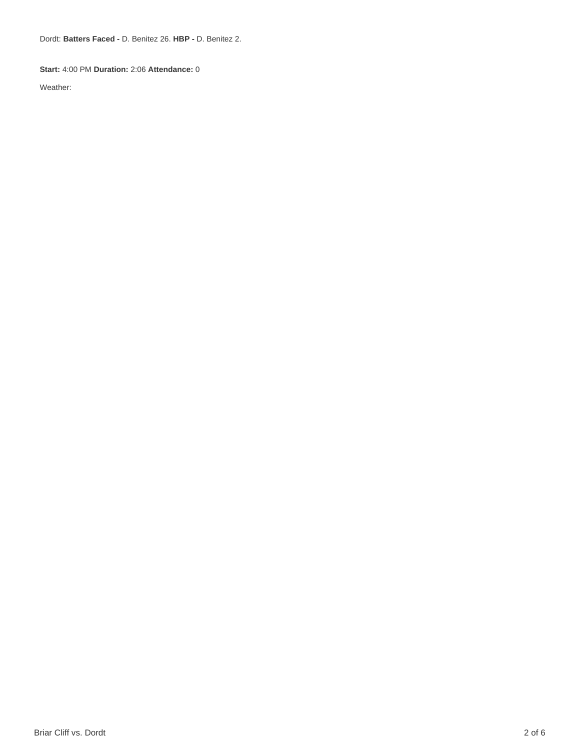Dordt: **Batters Faced -** D. Benitez 26. **HBP -** D. Benitez 2.

**Start:** 4:00 PM **Duration:** 2:06 **Attendance:** 0

Weather: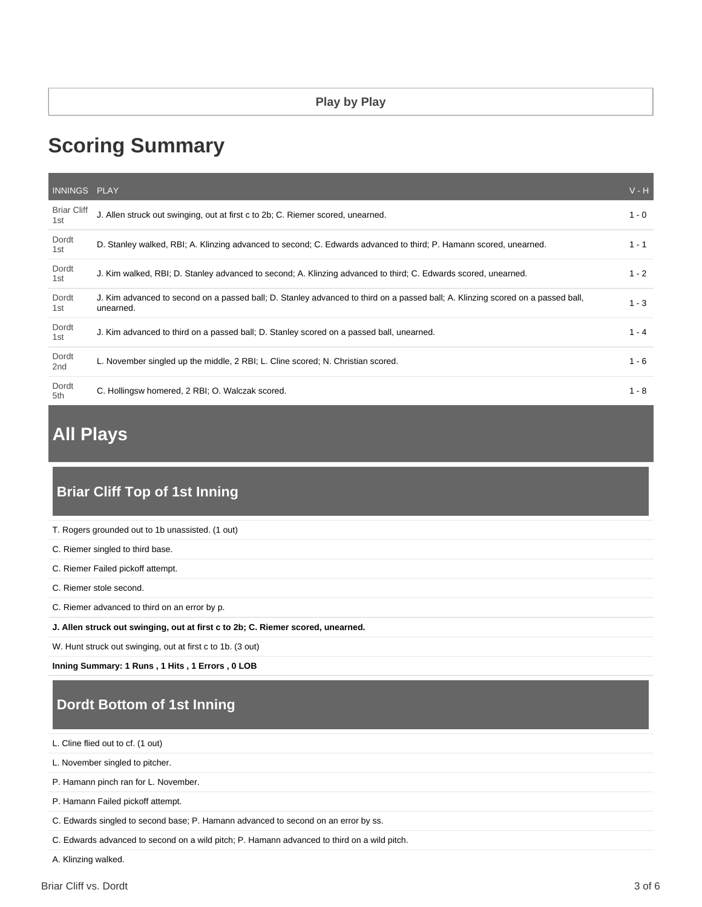**Play by Play**

# Scoring Summary

| INNINGS | PLAY | V - H |
|---|---|---|
| Briar Cliff 1st | J. Allen struck out swinging, out at first c to 2b; C. Riemer scored, unearned. | 1 - 0 |
| Dordt 1st | D. Stanley walked, RBI; A. Klinzing advanced to second; C. Edwards advanced to third; P. Hamann scored, unearned. | 1 - 1 |
| Dordt 1st | J. Kim walked, RBI; D. Stanley advanced to second; A. Klinzing advanced to third; C. Edwards scored, unearned. | 1 - 2 |
| Dordt 1st | J. Kim advanced to second on a passed ball; D. Stanley advanced to third on a passed ball; A. Klinzing scored on a passed ball, unearned. | 1 - 3 |
| Dordt 1st | J. Kim advanced to third on a passed ball; D. Stanley scored on a passed ball, unearned. | 1 - 4 |
| Dordt 2nd | L. November singled up the middle, 2 RBI; L. Cline scored; N. Christian scored. | 1 - 6 |
| Dordt 5th | C. Hollingsw homered, 2 RBI; O. Walczak scored. | 1 - 8 |

# All Plays

## Briar Cliff Top of 1st Inning

T. Rogers grounded out to 1b unassisted. (1 out)

C. Riemer singled to third base.

C. Riemer Failed pickoff attempt.

C. Riemer stole second.

C. Riemer advanced to third on an error by p.

**J. Allen struck out swinging, out at first c to 2b; C. Riemer scored, unearned.**

W. Hunt struck out swinging, out at first c to 1b. (3 out)

**Inning Summary: 1 Runs , 1 Hits , 1 Errors , 0 LOB**

## Dordt Bottom of 1st Inning

L. Cline flied out to cf. (1 out)

L. November singled to pitcher.

P. Hamann pinch ran for L. November.

P. Hamann Failed pickoff attempt.

C. Edwards singled to second base; P. Hamann advanced to second on an error by ss.

C. Edwards advanced to second on a wild pitch; P. Hamann advanced to third on a wild pitch.

A. Klinzing walked.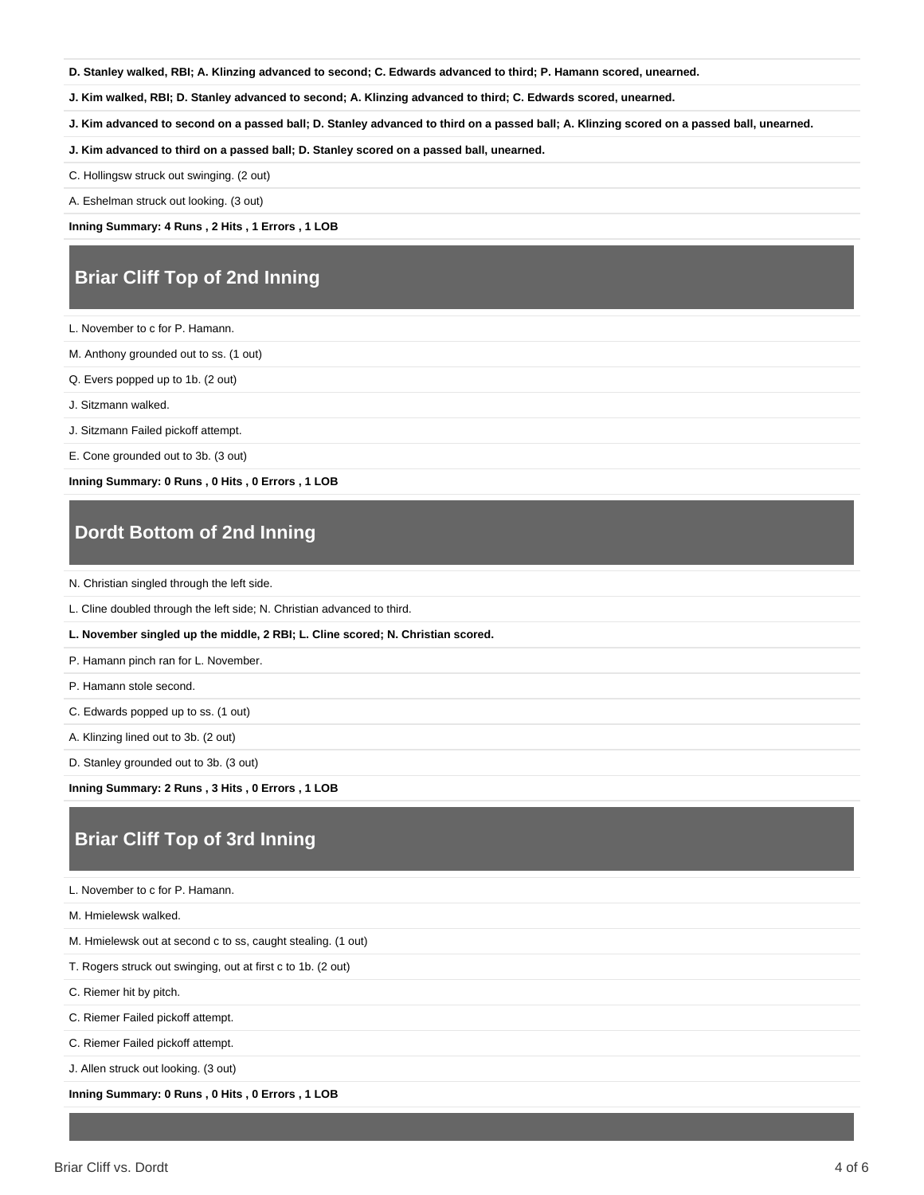**D. Stanley walked, RBI; A. Klinzing advanced to second; C. Edwards advanced to third; P. Hamann scored, unearned.**

**J. Kim walked, RBI; D. Stanley advanced to second; A. Klinzing advanced to third; C. Edwards scored, unearned.**

**J. Kim advanced to second on a passed ball; D. Stanley advanced to third on a passed ball; A. Klinzing scored on a passed ball, unearned.**

**J. Kim advanced to third on a passed ball; D. Stanley scored on a passed ball, unearned.**

C. Hollingsw struck out swinging. (2 out)

A. Eshelman struck out looking. (3 out)

**Inning Summary: 4 Runs , 2 Hits , 1 Errors , 1 LOB**

## Briar Cliff Top of 2nd Inning

L. November to c for P. Hamann.

M. Anthony grounded out to ss. (1 out)

Q. Evers popped up to 1b. (2 out)

J. Sitzmann walked.

J. Sitzmann Failed pickoff attempt.

E. Cone grounded out to 3b. (3 out)

**Inning Summary: 0 Runs , 0 Hits , 0 Errors , 1 LOB**

## Dordt Bottom of 2nd Inning

N. Christian singled through the left side.

L. Cline doubled through the left side; N. Christian advanced to third.

**L. November singled up the middle, 2 RBI; L. Cline scored; N. Christian scored.**

P. Hamann pinch ran for L. November.

P. Hamann stole second.

C. Edwards popped up to ss. (1 out)

A. Klinzing lined out to 3b. (2 out)

D. Stanley grounded out to 3b. (3 out)

**Inning Summary: 2 Runs , 3 Hits , 0 Errors , 1 LOB**

## Briar Cliff Top of 3rd Inning

L. November to c for P. Hamann.

M. Hmielewsk walked.

M. Hmielewsk out at second c to ss, caught stealing. (1 out)

T. Rogers struck out swinging, out at first c to 1b. (2 out)

C. Riemer hit by pitch.

C. Riemer Failed pickoff attempt.

C. Riemer Failed pickoff attempt.

J. Allen struck out looking. (3 out)

**Inning Summary: 0 Runs , 0 Hits , 0 Errors , 1 LOB**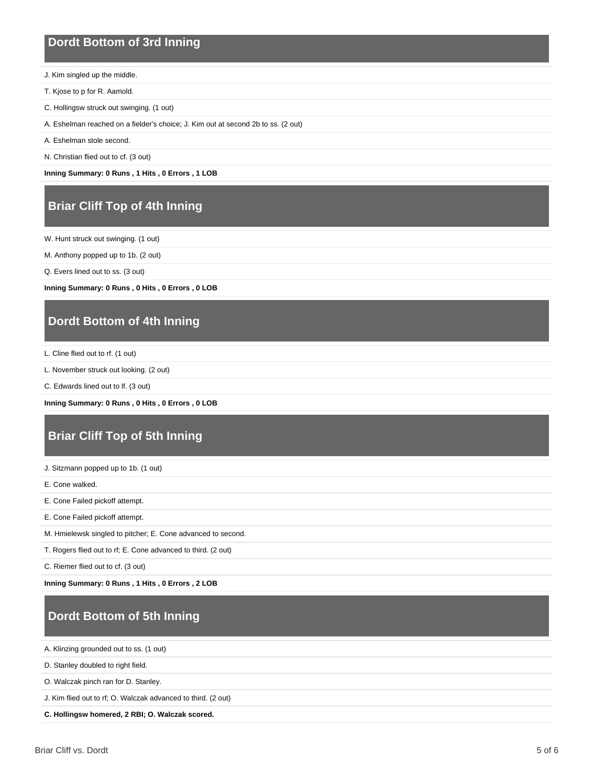## Dordt Bottom of 3rd Inning

J. Kim singled up the middle.

T. Kjose to p for R. Aamold.

C. Hollingsw struck out swinging. (1 out)

A. Eshelman reached on a fielder's choice; J. Kim out at second 2b to ss. (2 out)

A. Eshelman stole second.

N. Christian flied out to cf. (3 out)

**Inning Summary: 0 Runs , 1 Hits , 0 Errors , 1 LOB**

## Briar Cliff Top of 4th Inning

W. Hunt struck out swinging. (1 out)

M. Anthony popped up to 1b. (2 out)

Q. Evers lined out to ss. (3 out)

**Inning Summary: 0 Runs , 0 Hits , 0 Errors , 0 LOB**

## Dordt Bottom of 4th Inning

L. Cline flied out to rf. (1 out)

L. November struck out looking. (2 out)

C. Edwards lined out to lf. (3 out)

**Inning Summary: 0 Runs , 0 Hits , 0 Errors , 0 LOB**

## Briar Cliff Top of 5th Inning

J. Sitzmann popped up to 1b. (1 out)

E. Cone walked.

E. Cone Failed pickoff attempt.

E. Cone Failed pickoff attempt.

M. Hmielewsk singled to pitcher; E. Cone advanced to second.

T. Rogers flied out to rf; E. Cone advanced to third. (2 out)

C. Riemer flied out to cf. (3 out)

**Inning Summary: 0 Runs , 1 Hits , 0 Errors , 2 LOB**

## Dordt Bottom of 5th Inning

A. Klinzing grounded out to ss. (1 out)

D. Stanley doubled to right field.

O. Walczak pinch ran for D. Stanley.

J. Kim flied out to rf; O. Walczak advanced to third. (2 out)

**C. Hollingsw homered, 2 RBI; O. Walczak scored.**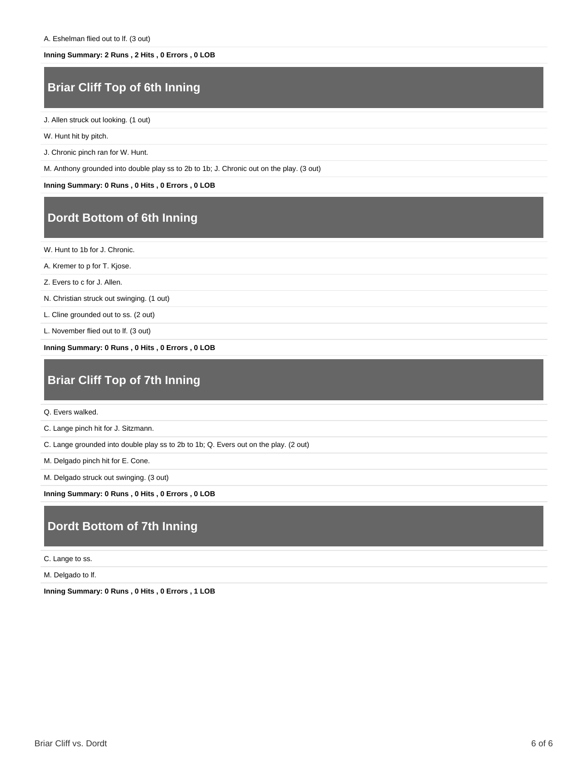A. Eshelman flied out to lf. (3 out)

**Inning Summary: 2 Runs , 2 Hits , 0 Errors , 0 LOB**

## Briar Cliff Top of 6th Inning

J. Allen struck out looking. (1 out)

W. Hunt hit by pitch.

J. Chronic pinch ran for W. Hunt.

M. Anthony grounded into double play ss to 2b to 1b; J. Chronic out on the play. (3 out)

**Inning Summary: 0 Runs , 0 Hits , 0 Errors , 0 LOB**

## Dordt Bottom of 6th Inning

W. Hunt to 1b for J. Chronic.

A. Kremer to p for T. Kjose.

Z. Evers to c for J. Allen.

N. Christian struck out swinging. (1 out)

L. Cline grounded out to ss. (2 out)

L. November flied out to lf. (3 out)

**Inning Summary: 0 Runs , 0 Hits , 0 Errors , 0 LOB**

## Briar Cliff Top of 7th Inning

Q. Evers walked.

C. Lange pinch hit for J. Sitzmann.

C. Lange grounded into double play ss to 2b to 1b; Q. Evers out on the play. (2 out)

M. Delgado pinch hit for E. Cone.

M. Delgado struck out swinging. (3 out)

**Inning Summary: 0 Runs , 0 Hits , 0 Errors , 0 LOB**

## Dordt Bottom of 7th Inning

C. Lange to ss.

M. Delgado to lf.

**Inning Summary: 0 Runs , 0 Hits , 0 Errors , 1 LOB**